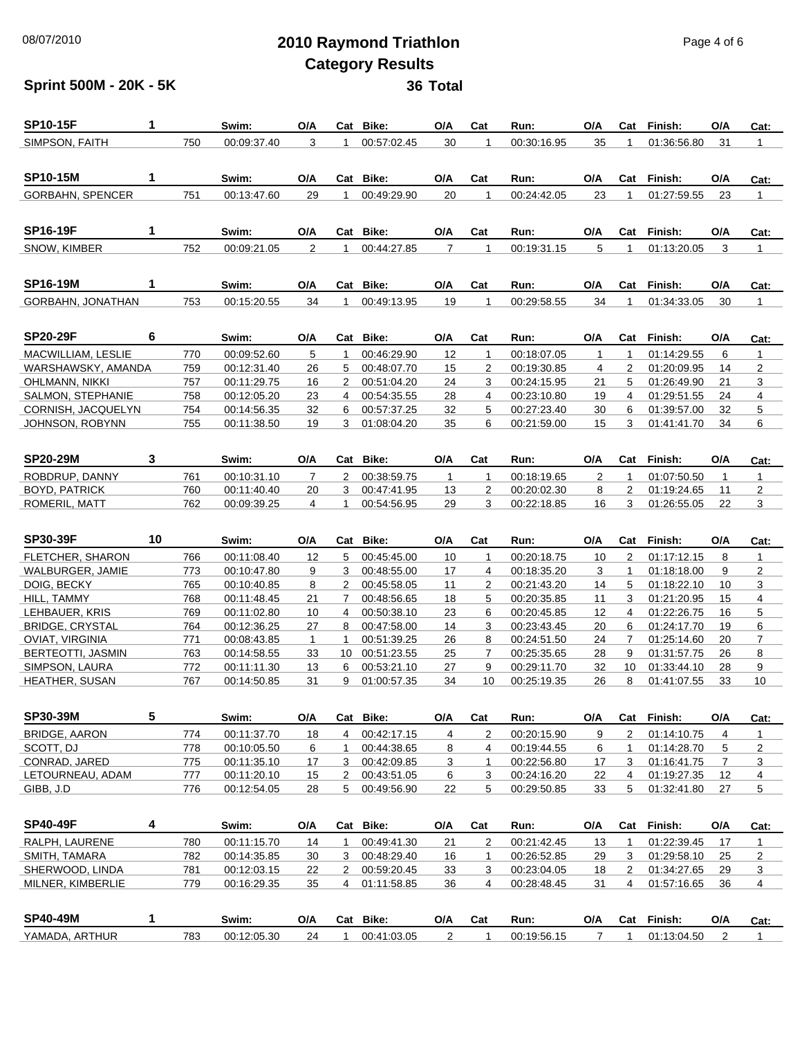# 2010 Raymond Triathlon

## Category Results

**Sprint 500M - 20K - 5K** **36 Total**

| SP10-15F | 1 | Swim: | O/A | Cat | Bike: | O/A | Cat | Run: | O/A | Cat | Finish: | O/A | Cat: |
|---|---|---|---|---|---|---|---|---|---|---|---|---|---|
| SIMPSON, FAITH | 750 | 00:09:37.40 | 3 | 1 | 00:57:02.45 | 30 | 1 | 00:30:16.95 | 35 | 1 | 01:36:56.80 | 31 | 1 |

| SP10-15M | 1 | Swim: | O/A | Cat | Bike: | O/A | Cat | Run: | O/A | Cat | Finish: | O/A | Cat: |
|---|---|---|---|---|---|---|---|---|---|---|---|---|---|
| GORBAHN, SPENCER | 751 | 00:13:47.60 | 29 | 1 | 00:49:29.90 | 20 | 1 | 00:24:42.05 | 23 | 1 | 01:27:59.55 | 23 | 1 |

| SP16-19F | 1 | Swim: | O/A | Cat | Bike: | O/A | Cat | Run: | O/A | Cat | Finish: | O/A | Cat: |
|---|---|---|---|---|---|---|---|---|---|---|---|---|---|
| SNOW, KIMBER | 752 | 00:09:21.05 | 2 | 1 | 00:44:27.85 | 7 | 1 | 00:19:31.15 | 5 | 1 | 01:13:20.05 | 3 | 1 |

| SP16-19M | 1 | Swim: | O/A | Cat | Bike: | O/A | Cat | Run: | O/A | Cat | Finish: | O/A | Cat: |
|---|---|---|---|---|---|---|---|---|---|---|---|---|---|
| GORBAHN, JONATHAN | 753 | 00:15:20.55 | 34 | 1 | 00:49:13.95 | 19 | 1 | 00:29:58.55 | 34 | 1 | 01:34:33.05 | 30 | 1 |

| SP20-29F | 6 | Swim: | O/A | Cat | Bike: | O/A | Cat | Run: | O/A | Cat | Finish: | O/A | Cat: |
|---|---|---|---|---|---|---|---|---|---|---|---|---|---|
| MACWILLIAM, LESLIE | 770 | 00:09:52.60 | 5 | 1 | 00:46:29.90 | 12 | 1 | 00:18:07.05 | 1 | 1 | 01:14:29.55 | 6 | 1 |
| WARSHAWSKY, AMANDA | 759 | 00:12:31.40 | 26 | 5 | 00:48:07.70 | 15 | 2 | 00:19:30.85 | 4 | 2 | 01:20:09.95 | 14 | 2 |
| OHLMANN, NIKKI | 757 | 00:11:29.75 | 16 | 2 | 00:51:04.20 | 24 | 3 | 00:24:15.95 | 21 | 5 | 01:26:49.90 | 21 | 3 |
| SALMON, STEPHANIE | 758 | 00:12:05.20 | 23 | 4 | 00:54:35.55 | 28 | 4 | 00:23:10.80 | 19 | 4 | 01:29:51.55 | 24 | 4 |
| CORNISH, JACQUELYN | 754 | 00:14:56.35 | 32 | 6 | 00:57:37.25 | 32 | 5 | 00:27:23.40 | 30 | 6 | 01:39:57.00 | 32 | 5 |
| JOHNSON, ROBYNN | 755 | 00:11:38.50 | 19 | 3 | 01:08:04.20 | 35 | 6 | 00:21:59.00 | 15 | 3 | 01:41:41.70 | 34 | 6 |

| SP20-29M | 3 | Swim: | O/A | Cat | Bike: | O/A | Cat | Run: | O/A | Cat | Finish: | O/A | Cat: |
|---|---|---|---|---|---|---|---|---|---|---|---|---|---|
| ROBDRUP, DANNY | 761 | 00:10:31.10 | 7 | 2 | 00:38:59.75 | 1 | 1 | 00:18:19.65 | 2 | 1 | 01:07:50.50 | 1 | 1 |
| BOYD, PATRICK | 760 | 00:11:40.40 | 20 | 3 | 00:47:41.95 | 13 | 2 | 00:20:02.30 | 8 | 2 | 01:19:24.65 | 11 | 2 |
| ROMERIL, MATT | 762 | 00:09:39.25 | 4 | 1 | 00:54:56.95 | 29 | 3 | 00:22:18.85 | 16 | 3 | 01:26:55.05 | 22 | 3 |

| SP30-39F | 10 | Swim: | O/A | Cat | Bike: | O/A | Cat | Run: | O/A | Cat | Finish: | O/A | Cat: |
|---|---|---|---|---|---|---|---|---|---|---|---|---|---|
| FLETCHER, SHARON | 766 | 00:11:08.40 | 12 | 5 | 00:45:45.00 | 10 | 1 | 00:20:18.75 | 10 | 2 | 01:17:12.15 | 8 | 1 |
| WALBURGER, JAMIE | 773 | 00:10:47.80 | 9 | 3 | 00:48:55.00 | 17 | 4 | 00:18:35.20 | 3 | 1 | 01:18:18.00 | 9 | 2 |
| DOIG, BECKY | 765 | 00:10:40.85 | 8 | 2 | 00:45:58.05 | 11 | 2 | 00:21:43.20 | 14 | 5 | 01:18:22.10 | 10 | 3 |
| HILL, TAMMY | 768 | 00:11:48.45 | 21 | 7 | 00:48:56.65 | 18 | 5 | 00:20:35.85 | 11 | 3 | 01:21:20.95 | 15 | 4 |
| LEHBAUER, KRIS | 769 | 00:11:02.80 | 10 | 4 | 00:50:38.10 | 23 | 6 | 00:20:45.85 | 12 | 4 | 01:22:26.75 | 16 | 5 |
| BRIDGE, CRYSTAL | 764 | 00:12:36.25 | 27 | 8 | 00:47:58.00 | 14 | 3 | 00:23:43.45 | 20 | 6 | 01:24:17.70 | 19 | 6 |
| OVIAT, VIRGINIA | 771 | 00:08:43.85 | 1 | 1 | 00:51:39.25 | 26 | 8 | 00:24:51.50 | 24 | 7 | 01:25:14.60 | 20 | 7 |
| BERTEOTTI, JASMIN | 763 | 00:14:58.55 | 33 | 10 | 00:51:23.55 | 25 | 7 | 00:25:35.65 | 28 | 9 | 01:31:57.75 | 26 | 8 |
| SIMPSON, LAURA | 772 | 00:11:11.30 | 13 | 6 | 00:53:21.10 | 27 | 9 | 00:29:11.70 | 32 | 10 | 01:33:44.10 | 28 | 9 |
| HEATHER, SUSAN | 767 | 00:14:50.85 | 31 | 9 | 01:00:57.35 | 34 | 10 | 00:25:19.35 | 26 | 8 | 01:41:07.55 | 33 | 10 |

| SP30-39M | 5 | Swim: | O/A | Cat | Bike: | O/A | Cat | Run: | O/A | Cat | Finish: | O/A | Cat: |
|---|---|---|---|---|---|---|---|---|---|---|---|---|---|
| BRIDGE, AARON | 774 | 00:11:37.70 | 18 | 4 | 00:42:17.15 | 4 | 2 | 00:20:15.90 | 9 | 2 | 01:14:10.75 | 4 | 1 |
| SCOTT, DJ | 778 | 00:10:05.50 | 6 | 1 | 00:44:38.65 | 8 | 4 | 00:19:44.55 | 6 | 1 | 01:14:28.70 | 5 | 2 |
| CONRAD, JARED | 775 | 00:11:35.10 | 17 | 3 | 00:42:09.85 | 3 | 1 | 00:22:56.80 | 17 | 3 | 01:16:41.75 | 7 | 3 |
| LETOURNEAU, ADAM | 777 | 00:11:20.10 | 15 | 2 | 00:43:51.05 | 6 | 3 | 00:24:16.20 | 22 | 4 | 01:19:27.35 | 12 | 4 |
| GIBB, J.D | 776 | 00:12:54.05 | 28 | 5 | 00:49:56.90 | 22 | 5 | 00:29:50.85 | 33 | 5 | 01:32:41.80 | 27 | 5 |

| SP40-49F | 4 | Swim: | O/A | Cat | Bike: | O/A | Cat | Run: | O/A | Cat | Finish: | O/A | Cat: |
|---|---|---|---|---|---|---|---|---|---|---|---|---|---|
| RALPH, LAURENE | 780 | 00:11:15.70 | 14 | 1 | 00:49:41.30 | 21 | 2 | 00:21:42.45 | 13 | 1 | 01:22:39.45 | 17 | 1 |
| SMITH, TAMARA | 782 | 00:14:35.85 | 30 | 3 | 00:48:29.40 | 16 | 1 | 00:26:52.85 | 29 | 3 | 01:29:58.10 | 25 | 2 |
| SHERWOOD, LINDA | 781 | 00:12:03.15 | 22 | 2 | 00:59:20.45 | 33 | 3 | 00:23:04.05 | 18 | 2 | 01:34:27.65 | 29 | 3 |
| MILNER, KIMBERLIE | 779 | 00:16:29.35 | 35 | 4 | 01:11:58.85 | 36 | 4 | 00:28:48.45 | 31 | 4 | 01:57:16.65 | 36 | 4 |

| SP40-49M | 1 | Swim: | O/A | Cat | Bike: | O/A | Cat | Run: | O/A | Cat | Finish: | O/A | Cat: |
|---|---|---|---|---|---|---|---|---|---|---|---|---|---|
| YAMADA, ARTHUR | 783 | 00:12:05.30 | 24 | 1 | 00:41:03.05 | 2 | 1 | 00:19:56.15 | 7 | 1 | 01:13:04.50 | 2 | 1 |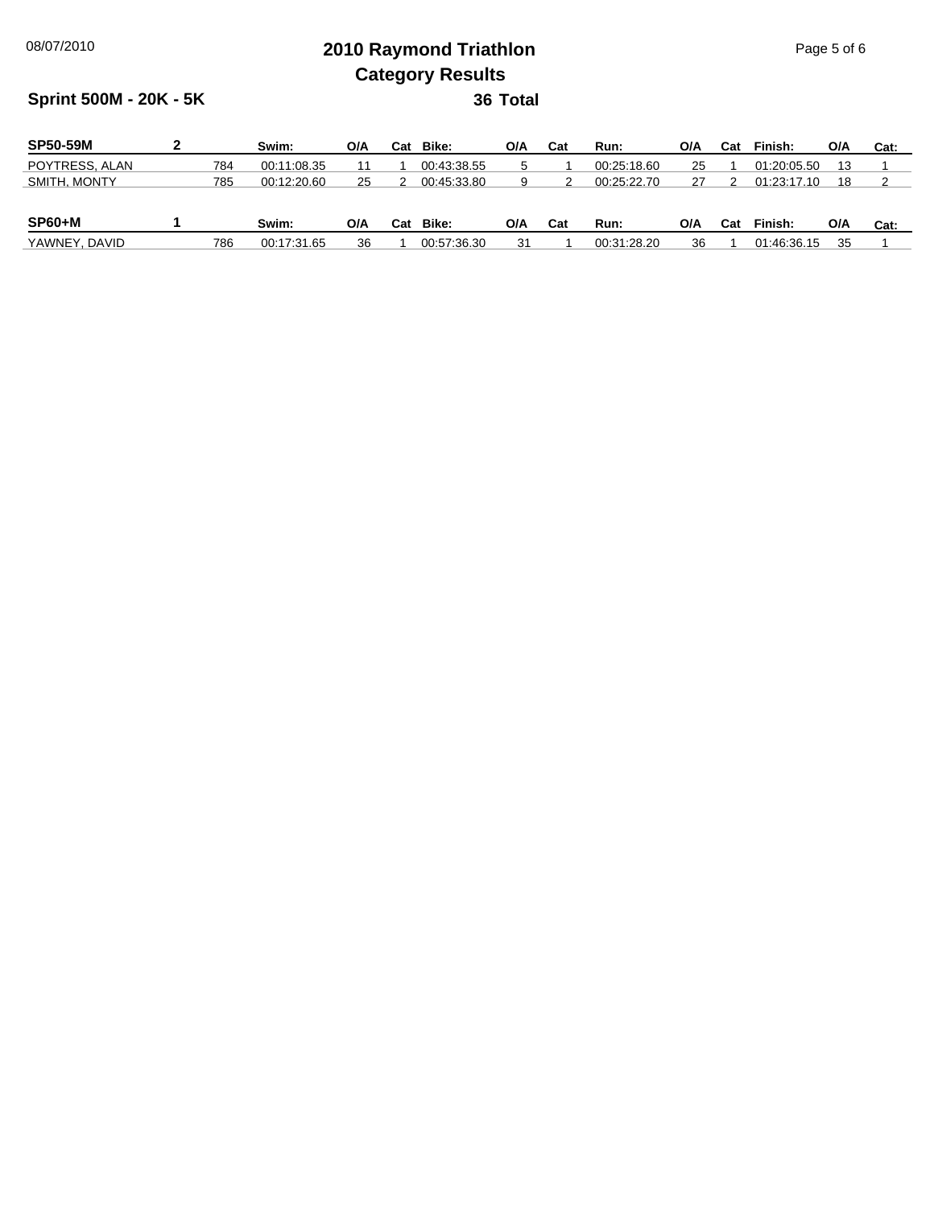# 2010 Raymond Triathlon

## Category Results

**Sprint 500M - 20K - 5K** **36 Total**

| SP50-59M | 2 | Swim: | O/A | Cat | Bike: | O/A | Cat | Run: | O/A | Cat | Finish: | O/A | Cat: |
|---|---|---|---|---|---|---|---|---|---|---|---|---|---|
| POYTRESS, ALAN | 784 | 00:11:08.35 | 11 | 1 | 00:43:38.55 | 5 | 1 | 00:25:18.60 | 25 | 1 | 01:20:05.50 | 13 | 1 |
| SMITH, MONTY | 785 | 00:12:20.60 | 25 | 2 | 00:45:33.80 | 9 | 2 | 00:25:22.70 | 27 | 2 | 01:23:17.10 | 18 | 2 |

| SP60+M | 1 | Swim: | O/A | Cat | Bike: | O/A | Cat | Run: | O/A | Cat | Finish: | O/A | Cat: |
|---|---|---|---|---|---|---|---|---|---|---|---|---|---|
| YAWNEY, DAVID | 786 | 00:17:31.65 | 36 | 1 | 00:57:36.30 | 31 | 1 | 00:31:28.20 | 36 | 1 | 01:46:36.15 | 35 | 1 |